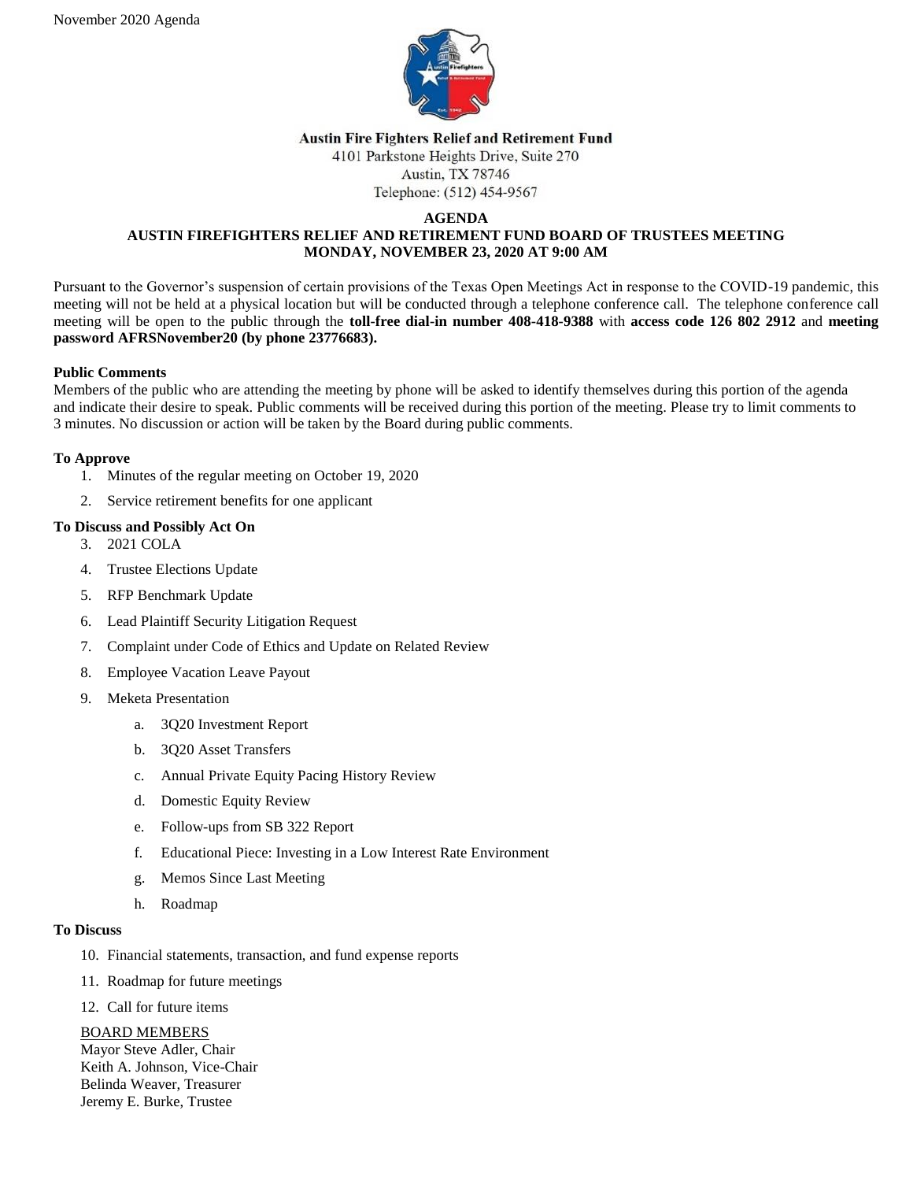November 2020 Agenda

**Austin Fire Fighters Relief and Retirement Fund**
4101 Parkstone Heights Drive, Suite 270
Austin, TX 78746
Telephone: (512) 454-9567

**AGENDA**
**AUSTIN FIREFIGHTERS RELIEF AND RETIREMENT FUND BOARD OF TRUSTEES MEETING**
**MONDAY, NOVEMBER 23, 2020 AT 9:00 AM**

Pursuant to the Governor's suspension of certain provisions of the Texas Open Meetings Act in response to the COVID-19 pandemic, this meeting will not be held at a physical location but will be conducted through a telephone conference call. The telephone conference call meeting will be open to the public through the **toll-free dial-in number 408-418-9388** with **access code 126 802 2912** and **meeting password AFRSNovember20 (by phone 23776683).**

**Public Comments**

Members of the public who are attending the meeting by phone will be asked to identify themselves during this portion of the agenda and indicate their desire to speak. Public comments will be received during this portion of the meeting. Please try to limit comments to 3 minutes. No discussion or action will be taken by the Board during public comments.

**To Approve**

1. Minutes of the regular meeting on October 19, 2020
2. Service retirement benefits for one applicant

**To Discuss and Possibly Act On**

3. 2021 COLA
4. Trustee Elections Update
5. RFP Benchmark Update
6. Lead Plaintiff Security Litigation Request
7. Complaint under Code of Ethics and Update on Related Review
8. Employee Vacation Leave Payout
9. Meketa Presentation
   a. 3Q20 Investment Report
   b. 3Q20 Asset Transfers
   c. Annual Private Equity Pacing History Review
   d. Domestic Equity Review
   e. Follow-ups from SB 322 Report
   f. Educational Piece: Investing in a Low Interest Rate Environment
   g. Memos Since Last Meeting
   h. Roadmap

**To Discuss**

10. Financial statements, transaction, and fund expense reports
11. Roadmap for future meetings
12. Call for future items

BOARD MEMBERS
Mayor Steve Adler, Chair
Keith A. Johnson, Vice-Chair
Belinda Weaver, Treasurer
Jeremy E. Burke, Trustee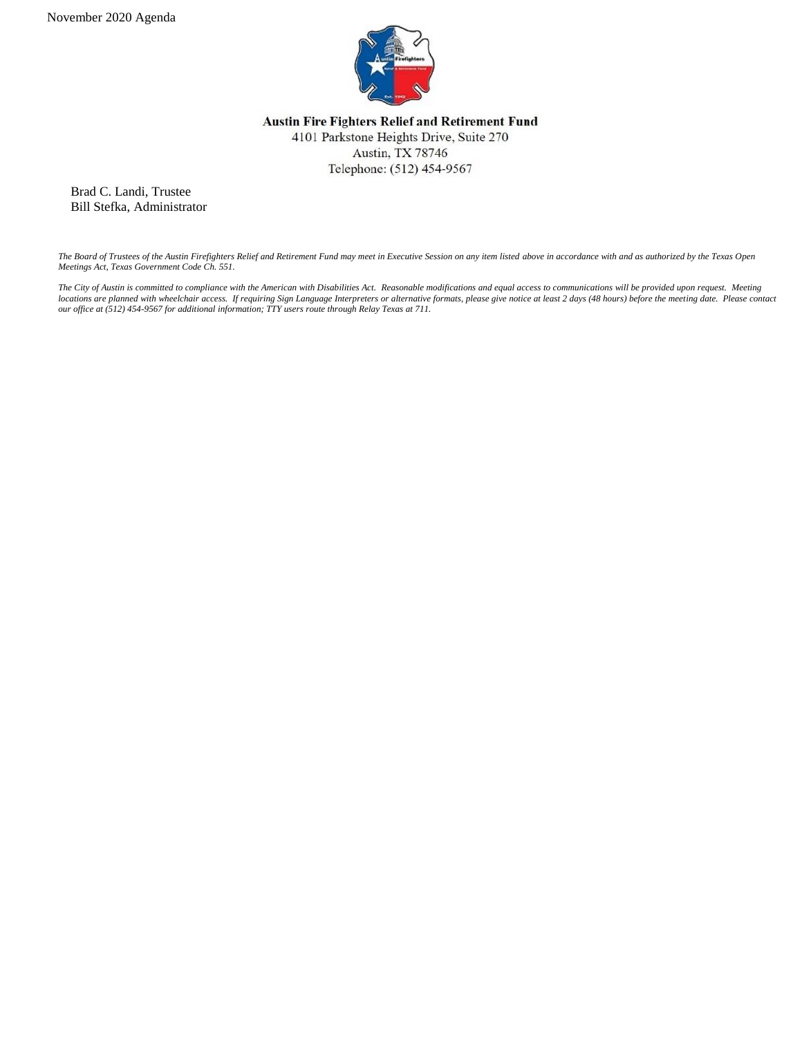**Austin Fire Fighters Relief and Retirement Fund**
4101 Parkstone Heights Drive, Suite 270
Austin, TX 78746
Telephone: (512) 454-9567

Brad C. Landi, Trustee
Bill Stefka, Administrator

*The Board of Trustees of the Austin Firefighters Relief and Retirement Fund may meet in Executive Session on any item listed above in accordance with and as authorized by the Texas Open Meetings Act, Texas Government Code Ch. 551.*

*The City of Austin is committed to compliance with the American with Disabilities Act. Reasonable modifications and equal access to communications will be provided upon request. Meeting locations are planned with wheelchair access. If requiring Sign Language Interpreters or alternative formats, please give notice at least 2 days (48 hours) before the meeting date. Please contact our office at (512) 454-9567 for additional information; TTY users route through Relay Texas at 711.*